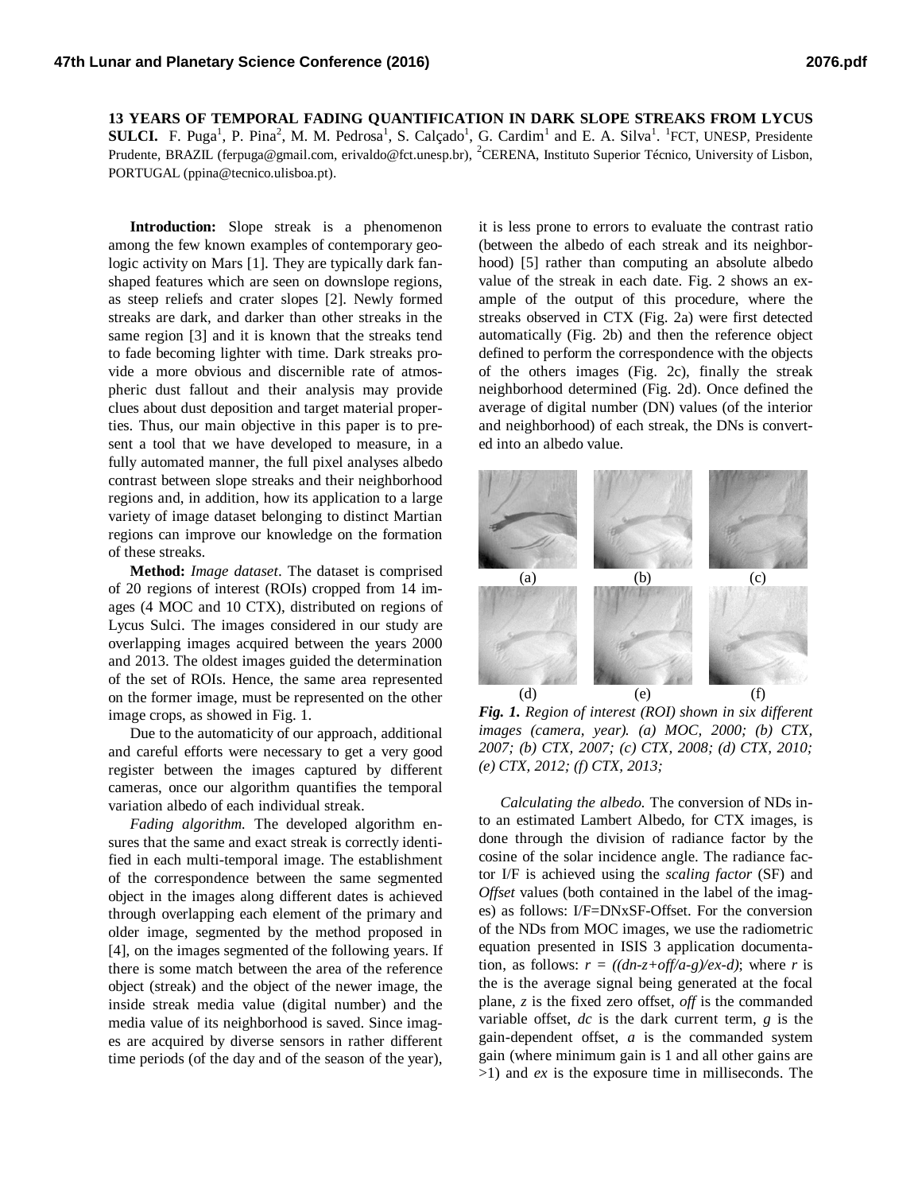**13 YEARS OF TEMPORAL FADING QUANTIFICATION IN DARK SLOPE STREAKS FROM LYCUS SULCI.** F. Puga[1], P. Pina[2], M. M. Pedrosa[1], S. Calçado[1], G. Cardim[1] and E. A. Silva[1]. [1]FCT, UNESP, Presidente Prudente, BRAZIL (ferpuga@gmail.com, erivaldo@fct.unesp.br), [2]CERENA, Instituto Superior Técnico, University of Lisbon, PORTUGAL (ppina@tecnico.ulisboa.pt).

**Introduction:** Slope streak is a phenomenon among the few known examples of contemporary geologic activity on Mars [1]. They are typically dark fan-shaped features which are seen on downslope regions, as steep reliefs and crater slopes [2]. Newly formed streaks are dark, and darker than other streaks in the same region [3] and it is known that the streaks tend to fade becoming lighter with time. Dark streaks provide a more obvious and discernible rate of atmospheric dust fallout and their analysis may provide clues about dust deposition and target material properties. Thus, our main objective in this paper is to present a tool that we have developed to measure, in a fully automated manner, the full pixel analyses albedo contrast between slope streaks and their neighborhood regions and, in addition, how its application to a large variety of image dataset belonging to distinct Martian regions can improve our knowledge on the formation of these streaks.

**Method:** *Image dataset*. The dataset is comprised of 20 regions of interest (ROIs) cropped from 14 images (4 MOC and 10 CTX), distributed on regions of Lycus Sulci. The images considered in our study are overlapping images acquired between the years 2000 and 2013. The oldest images guided the determination of the set of ROIs. Hence, the same area represented on the former image, must be represented on the other image crops, as showed in Fig. 1.

Due to the automaticity of our approach, additional and careful efforts were necessary to get a very good register between the images captured by different cameras, once our algorithm quantifies the temporal variation albedo of each individual streak.

*Fading algorithm.* The developed algorithm ensures that the same and exact streak is correctly identified in each multi-temporal image. The establishment of the correspondence between the same segmented object in the images along different dates is achieved through overlapping each element of the primary and older image, segmented by the method proposed in [4], on the images segmented of the following years. If there is some match between the area of the reference object (streak) and the object of the newer image, the inside streak media value (digital number) and the media value of its neighborhood is saved. Since images are acquired by diverse sensors in rather different time periods (of the day and of the season of the year), it is less prone to errors to evaluate the contrast ratio (between the albedo of each streak and its neighborhood) [5] rather than computing an absolute albedo value of the streak in each date. Fig. 2 shows an example of the output of this procedure, where the streaks observed in CTX (Fig. 2a) were first detected automatically (Fig. 2b) and then the reference object defined to perform the correspondence with the objects of the others images (Fig. 2c), finally the streak neighborhood determined (Fig. 2d). Once defined the average of digital number (DN) values (of the interior and neighborhood) of each streak, the DNs is converted into an albedo value.

(a) (b) (c)

(d) (e) (f)

*Fig. 1. Region of interest (ROI) shown in six different images (camera, year). (a) MOC, 2000; (b) CTX, 2007; (b) CTX, 2007; (c) CTX, 2008; (d) CTX, 2010; (e) CTX, 2012; (f) CTX, 2013;*

*Calculating the albedo.* The conversion of NDs into an estimated Lambert Albedo, for CTX images, is done through the division of radiance factor by the cosine of the solar incidence angle. The radiance factor I/F is achieved using the *scaling factor* (SF) and *Offset* values (both contained in the label of the images) as follows: I/F=DNxSF-Offset. For the conversion of the NDs from MOC images, we use the radiometric equation presented in ISIS 3 application documentation, as follows: $r = ((dn-z+off/a-g)/ex-d)$; where $r$ is the is the average signal being generated at the focal plane, $z$ is the fixed zero offset, $off$ is the commanded variable offset, $dc$ is the dark current term, $g$ is the gain-dependent offset, $a$ is the commanded system gain (where minimum gain is 1 and all other gains are >1) and $ex$ is the exposure time in milliseconds. The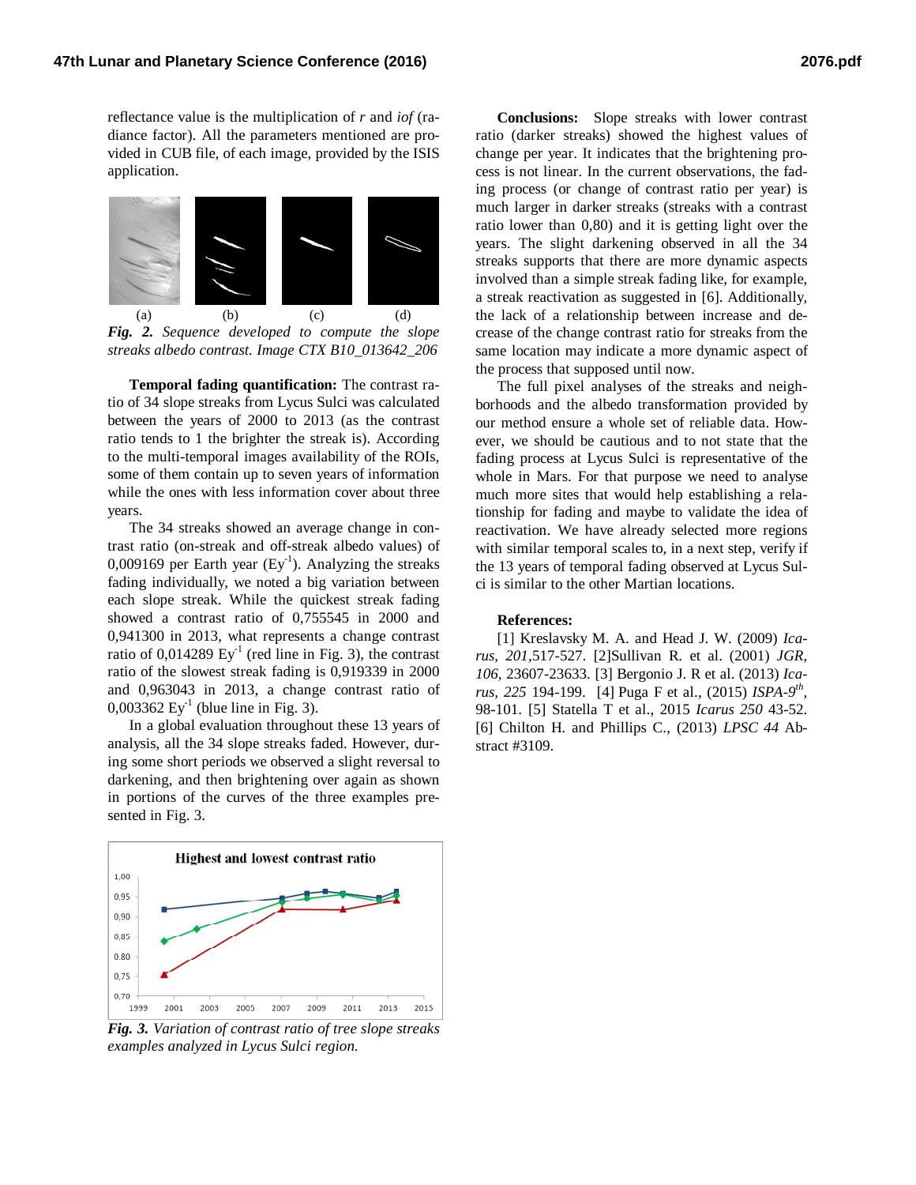reflectance value is the multiplication of *r* and *iof* (radiance factor). All the parameters mentioned are provided in CUB file, of each image, provided by the ISIS application.

(a) (b) (c) (d)

***Fig. 2.*** *Sequence developed to compute the slope streaks albedo contrast. Image CTX B10_013642_206*

**Temporal fading quantification:** The contrast ratio of 34 slope streaks from Lycus Sulci was calculated between the years of 2000 to 2013 (as the contrast ratio tends to 1 the brighter the streak is). According to the multi-temporal images availability of the ROIs, some of them contain up to seven years of information while the ones with less information cover about three years.

The 34 streaks showed an average change in contrast ratio (on-streak and off-streak albedo values) of 0,009169 per Earth year ($Ey^{-1}$). Analyzing the streaks fading individually, we noted a big variation between each slope streak. While the quickest streak fading showed a contrast ratio of 0,755545 in 2000 and 0,941300 in 2013, what represents a change contrast ratio of 0,014289 $Ey^{-1}$ (red line in Fig. 3), the contrast ratio of the slowest streak fading is 0,919339 in 2000 and 0,963043 in 2013, a change contrast ratio of 0,003362 $Ey^{-1}$ (blue line in Fig. 3).

In a global evaluation throughout these 13 years of analysis, all the 34 slope streaks faded. However, during some short periods we observed a slight reversal to darkening, and then brightening over again as shown in portions of the curves of the three examples presented in Fig. 3.

Highest and lowest contrast ratio

1,00
0,95
0,90
0,85
0,80
0,75
0,70

1999 2001 2003 2005 2007 2009 2011 2013 2015

***Fig. 3.*** *Variation of contrast ratio of tree slope streaks examples analyzed in Lycus Sulci region.*

**Conclusions:** Slope streaks with lower contrast ratio (darker streaks) showed the highest values of change per year. It indicates that the brightening process is not linear. In the current observations, the fading process (or change of contrast ratio per year) is much larger in darker streaks (streaks with a contrast ratio lower than 0,80) and it is getting light over the years. The slight darkening observed in all the 34 streaks supports that there are more dynamic aspects involved than a simple streak fading like, for example, a streak reactivation as suggested in [6]. Additionally, the lack of a relationship between increase and decrease of the change contrast ratio for streaks from the same location may indicate a more dynamic aspect of the process that supposed until now.

The full pixel analyses of the streaks and neighborhoods and the albedo transformation provided by our method ensure a whole set of reliable data. However, we should be cautious and to not state that the fading process at Lycus Sulci is representative of the whole in Mars. For that purpose we need to analyse much more sites that would help establishing a relationship for fading and maybe to validate the idea of reactivation. We have already selected more regions with similar temporal scales to, in a next step, verify if the 13 years of temporal fading observed at Lycus Sulci is similar to the other Martian locations.

**References:**

[1] Kreslavsky M. A. and Head J. W. (2009) *Icarus, 201*,517-527. [2]Sullivan R. et al. (2001) *JGR, 106*, 23607-23633. [3] Bergonio J. R et al. (2013) *Icarus, 225* 194-199. [4] Puga F et al., (2015) *ISPA-9th*, 98-101. [5] Statella T et al., 2015 *Icarus 250* 43-52. [6] Chilton H. and Phillips C., (2013) *LPSC 44* Abstract #3109.